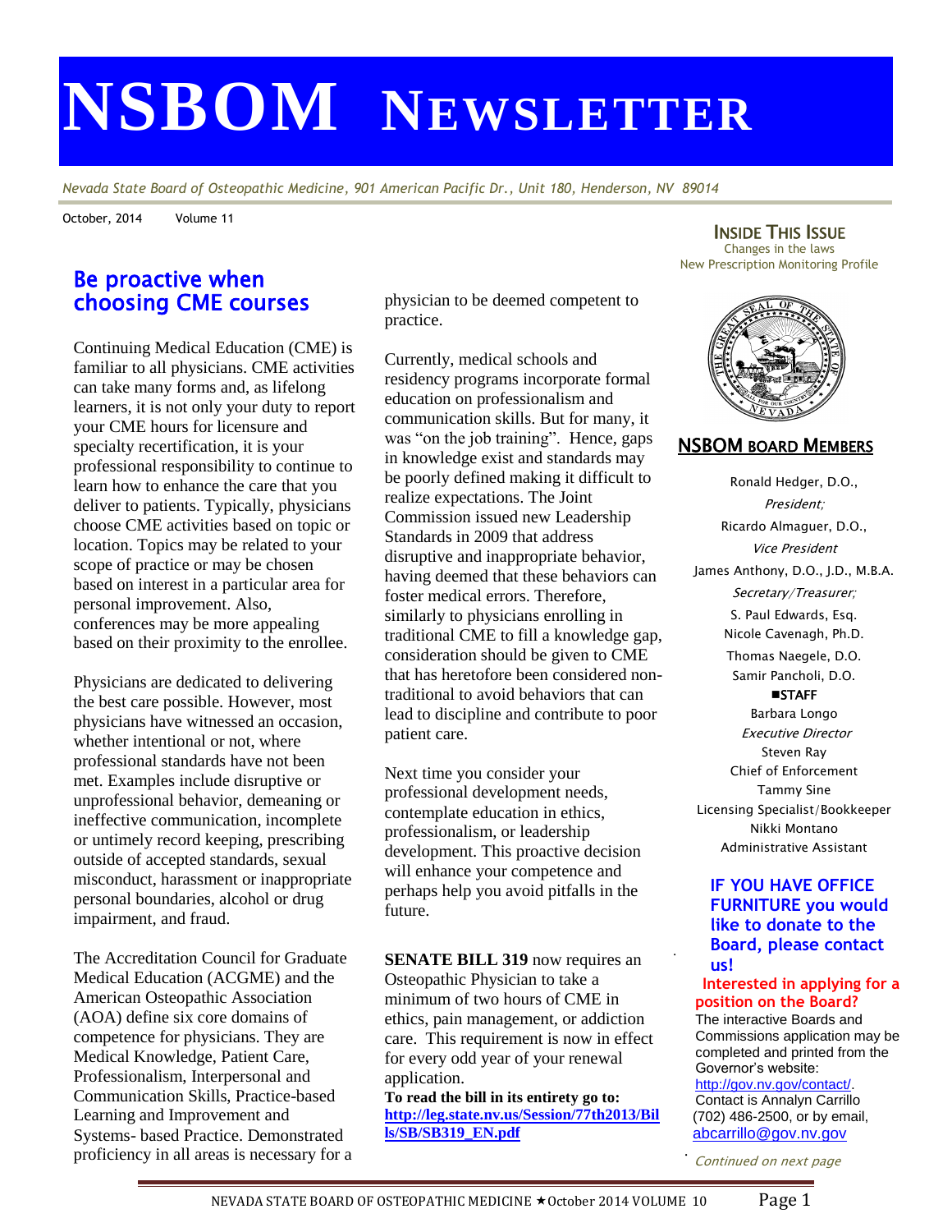# NSBOM NEWSLETTER

*Nevada State Board of Osteopathic Medicine, 901 American Pacific Dr., Unit 180, Henderson, NV 89014*

October, 2014 Volume 11

## Be proactive when choosing CME courses

Continuing Medical Education (CME) is familiar to all physicians. CME activities can take many forms and, as lifelong learners, it is not only your duty to report your CME hours for licensure and specialty recertification, it is your professional responsibility to continue to learn how to enhance the care that you deliver to patients. Typically, physicians choose CME activities based on topic or location. Topics may be related to your scope of practice or may be chosen based on interest in a particular area for personal improvement. Also, conferences may be more appealing based on their proximity to the enrollee.

Physicians are dedicated to delivering the best care possible. However, most physicians have witnessed an occasion, whether intentional or not, where professional standards have not been met. Examples include disruptive or unprofessional behavior, demeaning or ineffective communication, incomplete or untimely record keeping, prescribing outside of accepted standards, sexual misconduct, harassment or inappropriate personal boundaries, alcohol or drug impairment, and fraud.

The Accreditation Council for Graduate Medical Education (ACGME) and the American Osteopathic Association (AOA) define six core domains of competence for physicians. They are Medical Knowledge, Patient Care, Professionalism, Interpersonal and Communication Skills, Practice-based Learning and Improvement and Systems- based Practice. Demonstrated proficiency in all areas is necessary for a physician to be deemed competent to practice.

Currently, medical schools and residency programs incorporate formal education on professionalism and communication skills. But for many, it was "on the job training". Hence, gaps in knowledge exist and standards may be poorly defined making it difficult to realize expectations. The Joint Commission issued new Leadership Standards in 2009 that address disruptive and inappropriate behavior, having deemed that these behaviors can foster medical errors. Therefore, similarly to physicians enrolling in traditional CME to fill a knowledge gap, consideration should be given to CME that has heretofore been considered non-traditional to avoid behaviors that can lead to discipline and contribute to poor patient care.

Next time you consider your professional development needs, contemplate education in ethics, professionalism, or leadership development. This proactive decision will enhance your competence and perhaps help you avoid pitfalls in the future.

**SENATE BILL 319** now requires an Osteopathic Physician to take a minimum of two hours of CME in ethics, pain management, or addiction care. This requirement is now in effect for every odd year of your renewal application.
**To read the bill in its entirety go to:** **[http://leg.state.nv.us/Session/77th2013/Bills/SB/SB319_EN.pdf](http://leg.state.nv.us/Session/77th2013/Bills/SB/SB319_EN.pdf)**

### INSIDE THIS ISSUE

Changes in the laws
New Prescription Monitoring Profile

### NSBOM BOARD MEMBERS

Ronald Hedger, D.O.,
*President;*
Ricardo Almaguer, D.O.,
*Vice President*
James Anthony, D.O., J.D., M.B.A.
*Secretary/Treasurer;*
S. Paul Edwards, Esq.
Nicole Cavenagh, Ph.D.
Thomas Naegele, D.O.
Samir Pancholi, D.O.

**STAFF**

Barbara Longo
*Executive Director*
Steven Ray
Chief of Enforcement
Tammy Sine
Licensing Specialist/Bookkeeper
Nikki Montano
Administrative Assistant

**IF YOU HAVE OFFICE FURNITURE you would like to donate to the Board, please contact us!**

**Interested in applying for a position on the Board?**
The interactive Boards and Commissions application may be completed and printed from the Governor's website: [http://gov.nv.gov/contact/](http://gov.nv.gov/contact/). Contact is Annalyn Carrillo (702) 486-2500, or by email, abcarrillo@gov.nv.gov

*Continued on next page*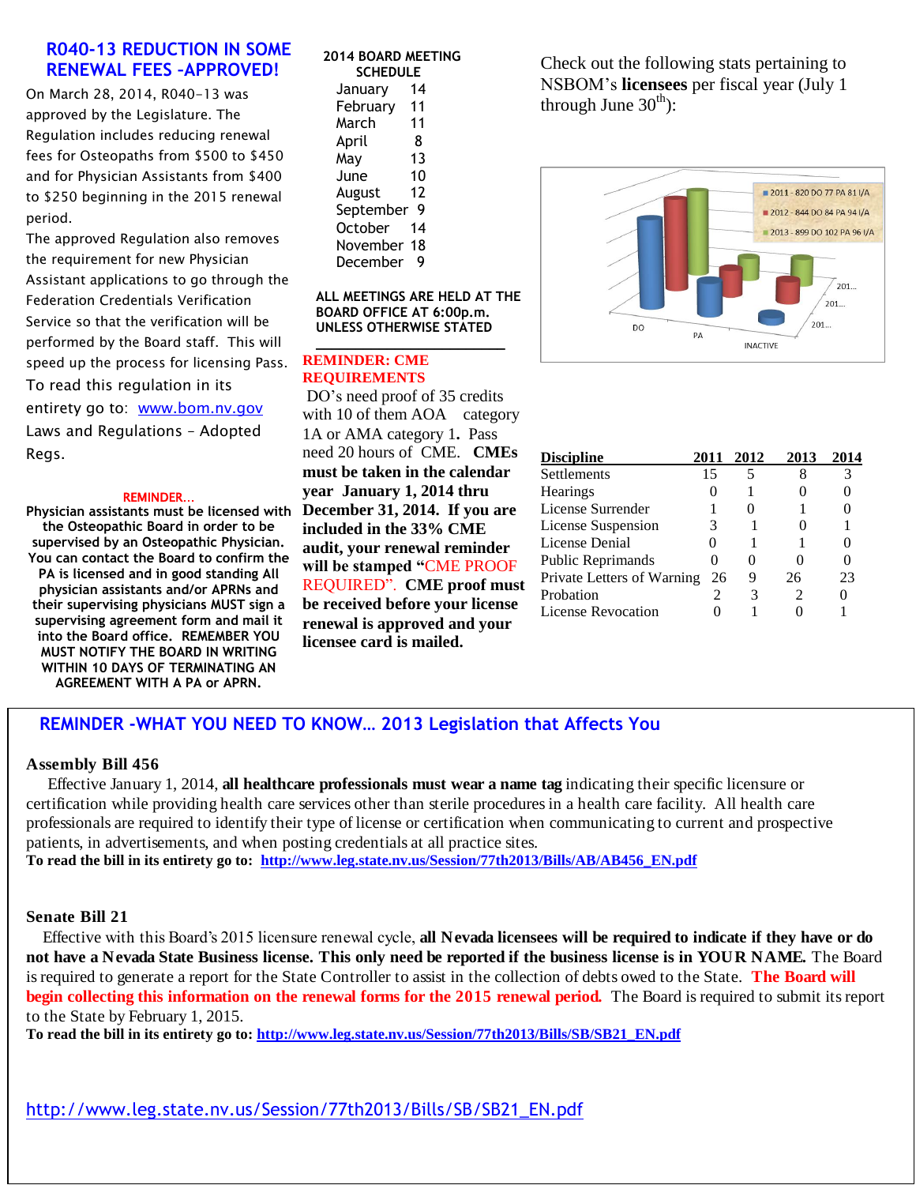## R040-13 REDUCTION IN SOME RENEWAL FEES -APPROVED!

On March 28, 2014, R040-13 was approved by the Legislature. The Regulation includes reducing renewal fees for Osteopaths from $500 to $450 and for Physician Assistants from $400 to $250 beginning in the 2015 renewal period.

The approved Regulation also removes the requirement for new Physician Assistant applications to go through the Federation Credentials Verification Service so that the verification will be performed by the Board staff. This will speed up the process for licensing Pass. To read this regulation in its entirety go to: www.bom.nv.gov Laws and Regulations – Adopted Regs.

**REMINDER…**

**Physician assistants must be licensed with the Osteopathic Board in order to be supervised by an Osteopathic Physician. You can contact the Board to confirm the PA is licensed and in good standing All physician assistants and/or APRNs and their supervising physicians MUST sign a supervising agreement form and mail it into the Board office. REMEMBER YOU MUST NOTIFY THE BOARD IN WRITING WITHIN 10 DAYS OF TERMINATING AN AGREEMENT WITH A PA or APRN.**

### 2014 BOARD MEETING SCHEDULE

| Month | Day |
|---|---|
| January | 14 |
| February | 11 |
| March | 11 |
| April | 8 |
| May | 13 |
| June | 10 |
| August | 12 |
| September | 9 |
| October | 14 |
| November | 18 |
| December | 9 |

**ALL MEETINGS ARE HELD AT THE BOARD OFFICE AT 6:00p.m. UNLESS OTHERWISE STATED**

**REMINDER: CME REQUIREMENTS**

DO's need proof of 35 credits with 10 of them AOA category 1A or AMA category 1**.** Pass need 20 hours of CME. **CMEs must be taken in the calendar year January 1, 2014 thru December 31, 2014. If you are included in the 33% CME audit, your renewal reminder will be stamped "CME PROOF REQUIRED". CME proof must be received before your license renewal is approved and your licensee card is mailed.**

Check out the following stats pertaining to NSBOM's **licensees** per fiscal year (July 1 through June 30th):

- 2011 - 820 DO 77 PA 81 I/A
- 2012 - 844 DO 84 PA 94 I/A
- 2013 - 899 DO 102 PA 96 I/A

| Discipline | 2011 | 2012 | 2013 | 2014 |
|---|---|---|---|---|
| Settlements | 15 | 5 | 8 | 3 |
| Hearings | 0 | 1 | 0 | 0 |
| License Surrender | 1 | 0 | 1 | 0 |
| License Suspension | 3 | 1 | 0 | 1 |
| License Denial | 0 | 1 | 1 | 0 |
| Public Reprimands | 0 | 0 | 0 | 0 |
| Private Letters of Warning | 26 | 9 | 26 | 23 |
| Probation | 2 | 3 | 2 | 0 |
| License Revocation | 0 | 1 | 0 | 1 |

## REMINDER -WHAT YOU NEED TO KNOW… 2013 Legislation that Affects You

### Assembly Bill 456

Effective January 1, 2014, **all healthcare professionals must wear a name tag** indicating their specific licensure or certification while providing health care services other than sterile procedures in a health care facility. All health care professionals are required to identify their type of license or certification when communicating to current and prospective patients, in advertisements, and when posting credentials at all practice sites.

**To read the bill in its entirety go to: http://www.leg.state.nv.us/Session/77th2013/Bills/AB/AB456_EN.pdf**

### Senate Bill 21

Effective with this Board's 2015 licensure renewal cycle, **all Nevada licensees will be required to indicate if they have or do not have a Nevada State Business license. This only need be reported if the business license is in YOUR NAME.** The Board is required to generate a report for the State Controller to assist in the collection of debts owed to the State. **The Board will begin collecting this information on the renewal forms for the 2015 renewal period.** The Board is required to submit its report to the State by February 1, 2015.

**To read the bill in its entirety go to: http://www.leg.state.nv.us/Session/77th2013/Bills/SB/SB21_EN.pdf**

http://www.leg.state.nv.us/Session/77th2013/Bills/SB/SB21_EN.pdf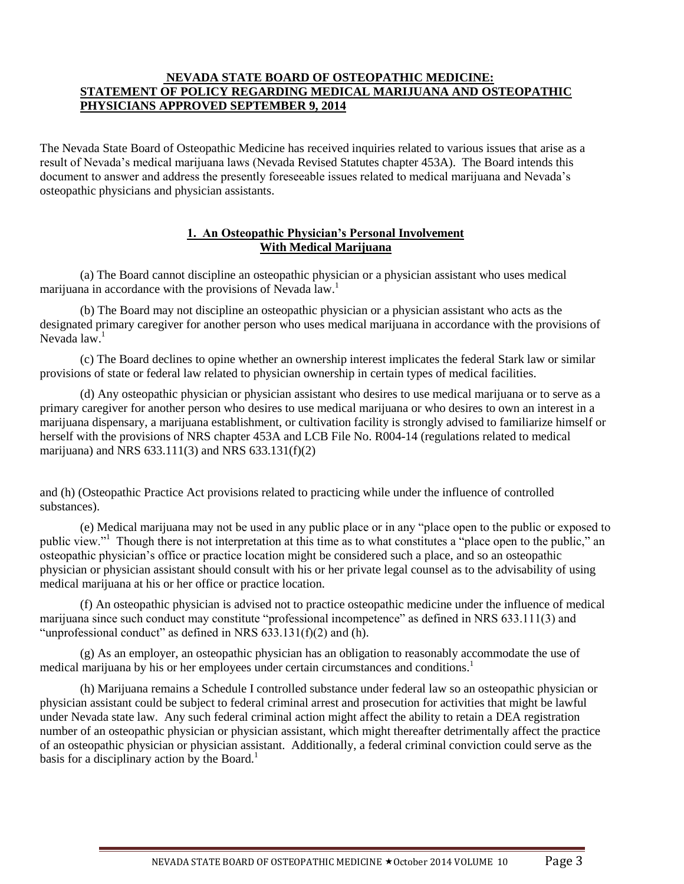## NEVADA STATE BOARD OF OSTEOPATHIC MEDICINE: STATEMENT OF POLICY REGARDING MEDICAL MARIJUANA AND OSTEOPATHIC PHYSICIANS APPROVED SEPTEMBER 9, 2014

The Nevada State Board of Osteopathic Medicine has received inquiries related to various issues that arise as a result of Nevada's medical marijuana laws (Nevada Revised Statutes chapter 453A). The Board intends this document to answer and address the presently foreseeable issues related to medical marijuana and Nevada's osteopathic physicians and physician assistants.

### 1. An Osteopathic Physician's Personal Involvement With Medical Marijuana

(a) The Board cannot discipline an osteopathic physician or a physician assistant who uses medical marijuana in accordance with the provisions of Nevada law.[1]

(b) The Board may not discipline an osteopathic physician or a physician assistant who acts as the designated primary caregiver for another person who uses medical marijuana in accordance with the provisions of Nevada law.[1]

(c) The Board declines to opine whether an ownership interest implicates the federal Stark law or similar provisions of state or federal law related to physician ownership in certain types of medical facilities.

(d) Any osteopathic physician or physician assistant who desires to use medical marijuana or to serve as a primary caregiver for another person who desires to use medical marijuana or who desires to own an interest in a marijuana dispensary, a marijuana establishment, or cultivation facility is strongly advised to familiarize himself or herself with the provisions of NRS chapter 453A and LCB File No. R004-14 (regulations related to medical marijuana) and NRS 633.111(3) and NRS 633.131(f)(2) and (h) (Osteopathic Practice Act provisions related to practicing while under the influence of controlled substances).

(e) Medical marijuana may not be used in any public place or in any "place open to the public or exposed to public view."[1] Though there is not interpretation at this time as to what constitutes a "place open to the public," an osteopathic physician's office or practice location might be considered such a place, and so an osteopathic physician or physician assistant should consult with his or her private legal counsel as to the advisability of using medical marijuana at his or her office or practice location.

(f) An osteopathic physician is advised not to practice osteopathic medicine under the influence of medical marijuana since such conduct may constitute "professional incompetence" as defined in NRS 633.111(3) and "unprofessional conduct" as defined in NRS 633.131(f)(2) and (h).

(g) As an employer, an osteopathic physician has an obligation to reasonably accommodate the use of medical marijuana by his or her employees under certain circumstances and conditions.[1]

(h) Marijuana remains a Schedule I controlled substance under federal law so an osteopathic physician or physician assistant could be subject to federal criminal arrest and prosecution for activities that might be lawful under Nevada state law. Any such federal criminal action might affect the ability to retain a DEA registration number of an osteopathic physician or physician assistant, which might thereafter detrimentally affect the practice of an osteopathic physician or physician assistant. Additionally, a federal criminal conviction could serve as the basis for a disciplinary action by the Board.[1]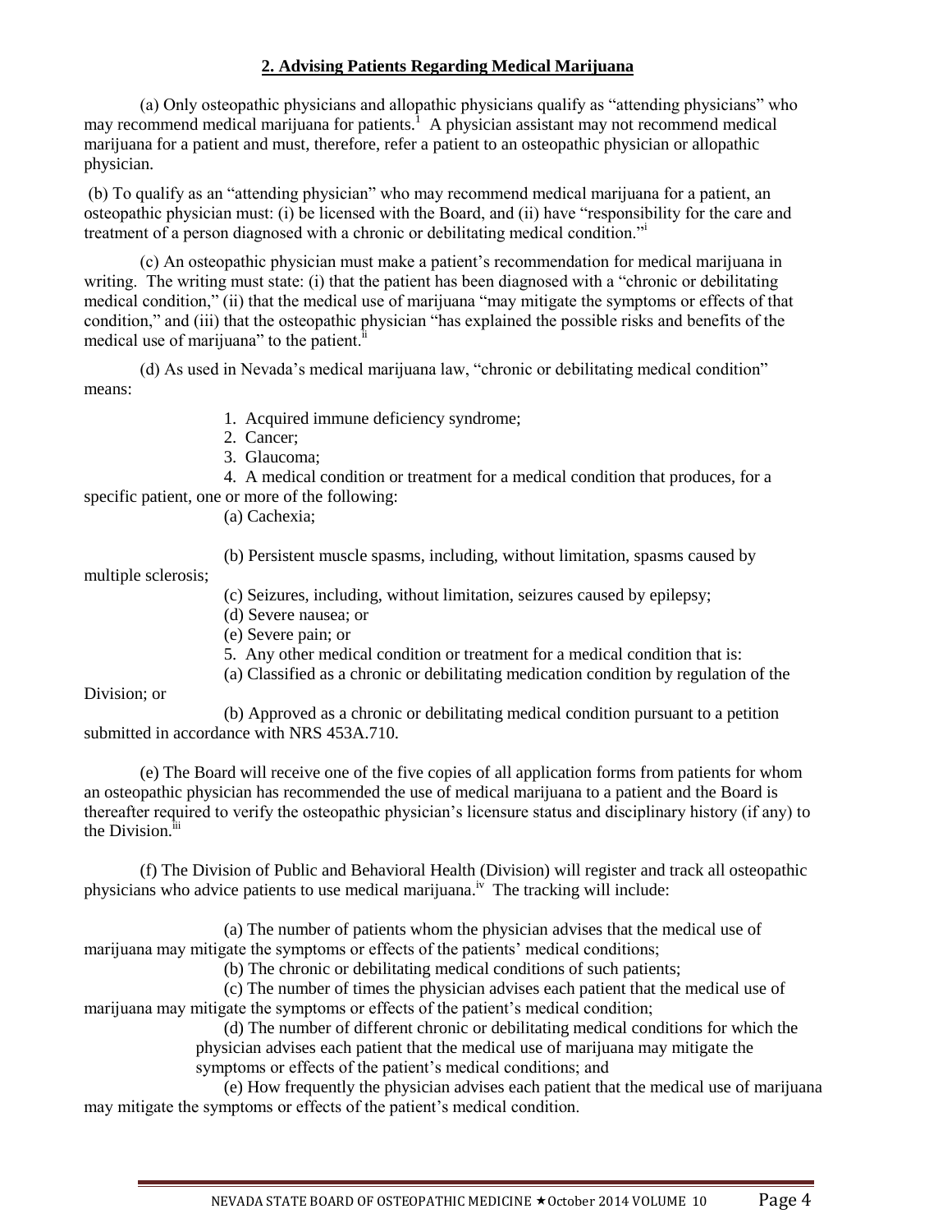## 2. Advising Patients Regarding Medical Marijuana

(a) Only osteopathic physicians and allopathic physicians qualify as "attending physicians" who may recommend medical marijuana for patients.[1] A physician assistant may not recommend medical marijuana for a patient and must, therefore, refer a patient to an osteopathic physician or allopathic physician.

(b) To qualify as an "attending physician" who may recommend medical marijuana for a patient, an osteopathic physician must: (i) be licensed with the Board, and (ii) have "responsibility for the care and treatment of a person diagnosed with a chronic or debilitating medical condition."[i]

(c) An osteopathic physician must make a patient's recommendation for medical marijuana in writing. The writing must state: (i) that the patient has been diagnosed with a "chronic or debilitating medical condition," (ii) that the medical use of marijuana "may mitigate the symptoms or effects of that condition," and (iii) that the osteopathic physician "has explained the possible risks and benefits of the medical use of marijuana" to the patient.[ii]

(d) As used in Nevada's medical marijuana law, "chronic or debilitating medical condition" means:

1. Acquired immune deficiency syndrome;
2. Cancer;
3. Glaucoma;
4. A medical condition or treatment for a medical condition that produces, for a specific patient, one or more of the following:
   (a) Cachexia;
   (b) Persistent muscle spasms, including, without limitation, spasms caused by multiple sclerosis;
   (c) Seizures, including, without limitation, seizures caused by epilepsy;
   (d) Severe nausea; or
   (e) Severe pain; or
5. Any other medical condition or treatment for a medical condition that is:
   (a) Classified as a chronic or debilitating medication condition by regulation of the Division; or
   (b) Approved as a chronic or debilitating medical condition pursuant to a petition submitted in accordance with NRS 453A.710.

(e) The Board will receive one of the five copies of all application forms from patients for whom an osteopathic physician has recommended the use of medical marijuana to a patient and the Board is thereafter required to verify the osteopathic physician's licensure status and disciplinary history (if any) to the Division.[iii]

(f) The Division of Public and Behavioral Health (Division) will register and track all osteopathic physicians who advice patients to use medical marijuana.[iv] The tracking will include:

(a) The number of patients whom the physician advises that the medical use of marijuana may mitigate the symptoms or effects of the patients' medical conditions;

(b) The chronic or debilitating medical conditions of such patients;

(c) The number of times the physician advises each patient that the medical use of marijuana may mitigate the symptoms or effects of the patient's medical condition;

(d) The number of different chronic or debilitating medical conditions for which the physician advises each patient that the medical use of marijuana may mitigate the symptoms or effects of the patient's medical conditions; and

(e) How frequently the physician advises each patient that the medical use of marijuana may mitigate the symptoms or effects of the patient's medical condition.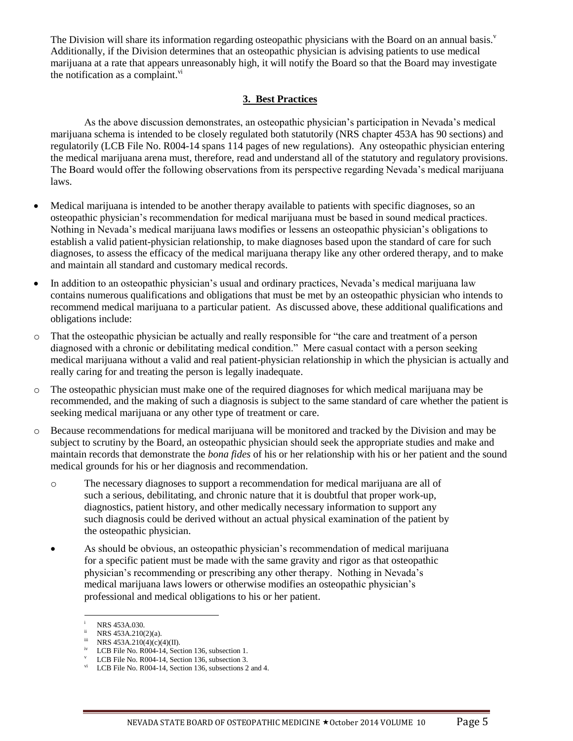The Division will share its information regarding osteopathic physicians with the Board on an annual basis.[v] Additionally, if the Division determines that an osteopathic physician is advising patients to use medical marijuana at a rate that appears unreasonably high, it will notify the Board so that the Board may investigate the notification as a complaint.[vi]

## 3. Best Practices

As the above discussion demonstrates, an osteopathic physician's participation in Nevada's medical marijuana schema is intended to be closely regulated both statutorily (NRS chapter 453A has 90 sections) and regulatorily (LCB File No. R004-14 spans 114 pages of new regulations). Any osteopathic physician entering the medical marijuana arena must, therefore, read and understand all of the statutory and regulatory provisions. The Board would offer the following observations from its perspective regarding Nevada's medical marijuana laws.

- Medical marijuana is intended to be another therapy available to patients with specific diagnoses, so an osteopathic physician's recommendation for medical marijuana must be based in sound medical practices. Nothing in Nevada's medical marijuana laws modifies or lessens an osteopathic physician's obligations to establish a valid patient-physician relationship, to make diagnoses based upon the standard of care for such diagnoses, to assess the efficacy of the medical marijuana therapy like any other ordered therapy, and to make and maintain all standard and customary medical records.
- In addition to an osteopathic physician's usual and ordinary practices, Nevada's medical marijuana law contains numerous qualifications and obligations that must be met by an osteopathic physician who intends to recommend medical marijuana to a particular patient. As discussed above, these additional qualifications and obligations include:
  - That the osteopathic physician be actually and really responsible for "the care and treatment of a person diagnosed with a chronic or debilitating medical condition." Mere casual contact with a person seeking medical marijuana without a valid and real patient-physician relationship in which the physician is actually and really caring for and treating the person is legally inadequate.
  - The osteopathic physician must make one of the required diagnoses for which medical marijuana may be recommended, and the making of such a diagnosis is subject to the same standard of care whether the patient is seeking medical marijuana or any other type of treatment or care.
  - Because recommendations for medical marijuana will be monitored and tracked by the Division and may be subject to scrutiny by the Board, an osteopathic physician should seek the appropriate studies and make and maintain records that demonstrate the *bona fides* of his or her relationship with his or her patient and the sound medical grounds for his or her diagnosis and recommendation.
    - The necessary diagnoses to support a recommendation for medical marijuana are all of such a serious, debilitating, and chronic nature that it is doubtful that proper work-up, diagnostics, patient history, and other medically necessary information to support any such diagnosis could be derived without an actual physical examination of the patient by the osteopathic physician.
- As should be obvious, an osteopathic physician's recommendation of medical marijuana for a specific patient must be made with the same gravity and rigor as that osteopathic physician's recommending or prescribing any other therapy. Nothing in Nevada's medical marijuana laws lowers or otherwise modifies an osteopathic physician's professional and medical obligations to his or her patient.

---

[i] NRS 453A.030.

[ii] NRS 453A.210(2)(a).

[iii] NRS 453A.210(4)(c)(4)(II).

[iv] LCB File No. R004-14, Section 136, subsection 1.

[v] LCB File No. R004-14, Section 136, subsection 3.

[vi] LCB File No. R004-14, Section 136, subsections 2 and 4.